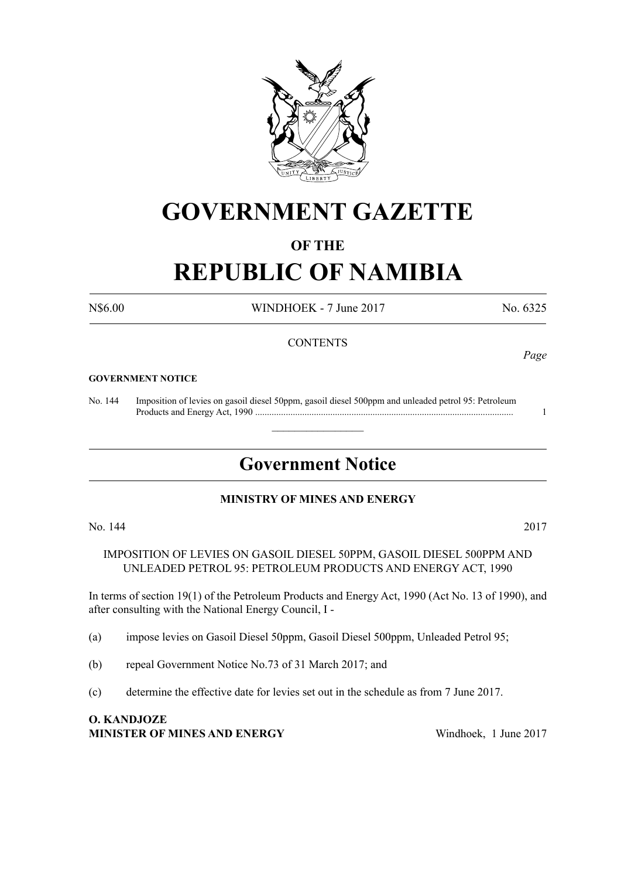# GOVERNMENT GAZETTE

## OF THE

# REPUBLIC OF NAMIBIA

N$6.00 WINDHOEK - 7 June 2017 No. 6325

CONTENTS

*Page*

**GOVERNMENT NOTICE**

No. 144 Imposition of levies on gasoil diesel 50ppm, gasoil diesel 500ppm and unleaded petrol 95: Petroleum Products and Energy Act, 1990 ............................................................................................................. 1

## Government Notice

**MINISTRY OF MINES AND ENERGY**

No. 144 2017

IMPOSITION OF LEVIES ON GASOIL DIESEL 50PPM, GASOIL DIESEL 500PPM AND UNLEADED PETROL 95: PETROLEUM PRODUCTS AND ENERGY ACT, 1990

In terms of section 19(1) of the Petroleum Products and Energy Act, 1990 (Act No. 13 of 1990), and after consulting with the National Energy Council, I -

(a) impose levies on Gasoil Diesel 50ppm, Gasoil Diesel 500ppm, Unleaded Petrol 95;

(b) repeal Government Notice No.73 of 31 March 2017; and

(c) determine the effective date for levies set out in the schedule as from 7 June 2017.

**O. KANDJOZE**
**MINISTER OF MINES AND ENERGY** Windhoek, 1 June 2017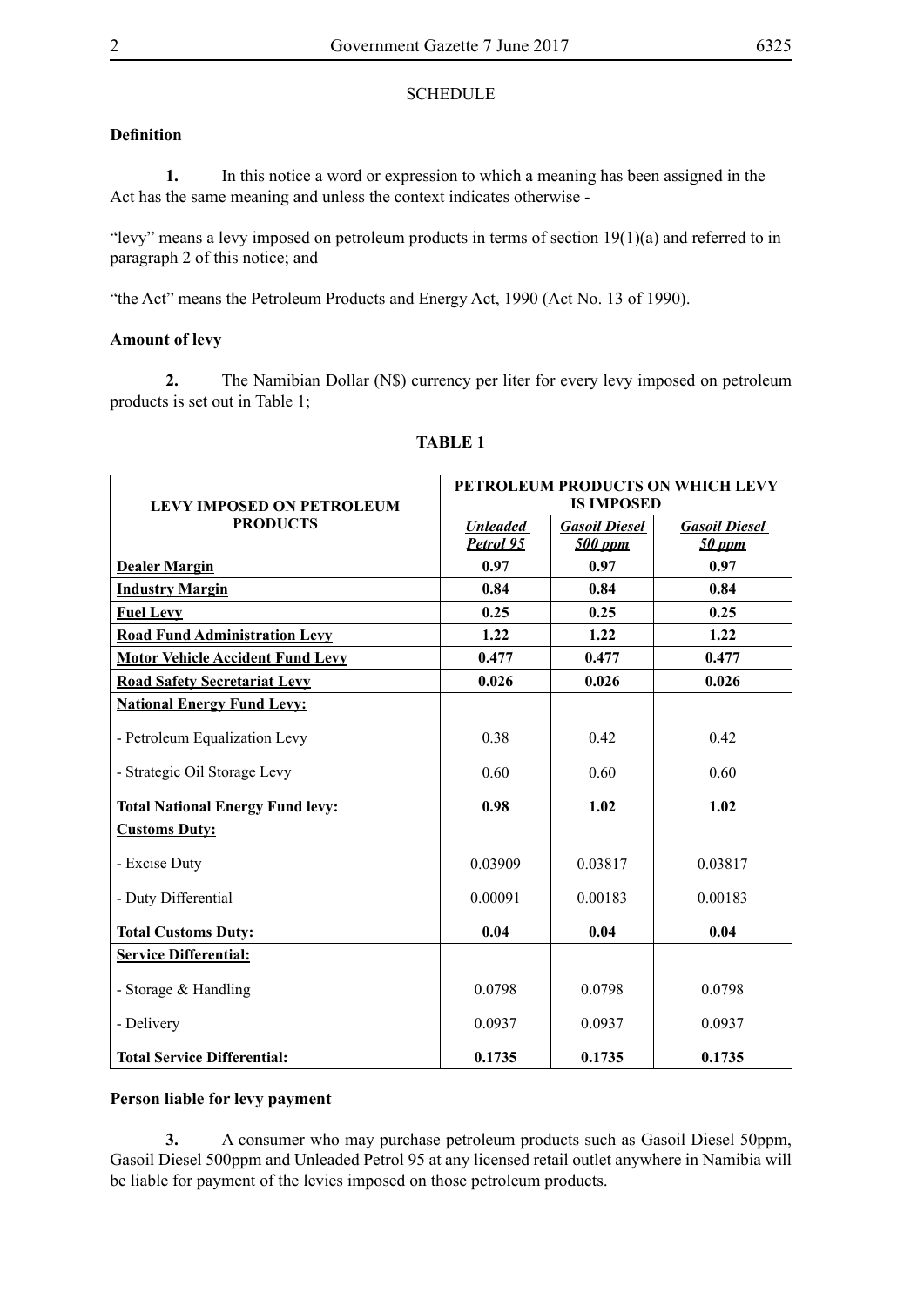## SCHEDULE

### Definition

**1.** In this notice a word or expression to which a meaning has been assigned in the Act has the same meaning and unless the context indicates otherwise -

"levy" means a levy imposed on petroleum products in terms of section 19(1)(a) and referred to in paragraph 2 of this notice; and

"the Act" means the Petroleum Products and Energy Act, 1990 (Act No. 13 of 1990).

### Amount of levy

**2.** The Namibian Dollar (N$) currency per liter for every levy imposed on petroleum products is set out in Table 1;

**TABLE 1**

| LEVY IMPOSED ON PETROLEUM PRODUCTS | PETROLEUM PRODUCTS ON WHICH LEVY IS IMPOSED | | |
|---|---|---|---|
| | ***Unleaded Petrol 95*** | ***Gasoil Diesel 500 ppm*** | ***Gasoil Diesel 50 ppm*** |
| **Dealer Margin** | **0.97** | **0.97** | **0.97** |
| **Industry Margin** | **0.84** | **0.84** | **0.84** |
| **Fuel Levy** | **0.25** | **0.25** | **0.25** |
| **Road Fund Administration Levy** | **1.22** | **1.22** | **1.22** |
| **Motor Vehicle Accident Fund Levy** | **0.477** | **0.477** | **0.477** |
| **Road Safety Secretariat Levy** | **0.026** | **0.026** | **0.026** |
| **National Energy Fund Levy:** | | | |
| - Petroleum Equalization Levy | 0.38 | 0.42 | 0.42 |
| - Strategic Oil Storage Levy | 0.60 | 0.60 | 0.60 |
| **Total National Energy Fund levy:** | **0.98** | **1.02** | **1.02** |
| **Customs Duty:** | | | |
| - Excise Duty | 0.03909 | 0.03817 | 0.03817 |
| - Duty Differential | 0.00091 | 0.00183 | 0.00183 |
| **Total Customs Duty:** | **0.04** | **0.04** | **0.04** |
| **Service Differential:** | | | |
| - Storage & Handling | 0.0798 | 0.0798 | 0.0798 |
| - Delivery | 0.0937 | 0.0937 | 0.0937 |
| **Total Service Differential:** | **0.1735** | **0.1735** | **0.1735** |

### Person liable for levy payment

**3.** A consumer who may purchase petroleum products such as Gasoil Diesel 50ppm, Gasoil Diesel 500ppm and Unleaded Petrol 95 at any licensed retail outlet anywhere in Namibia will be liable for payment of the levies imposed on those petroleum products.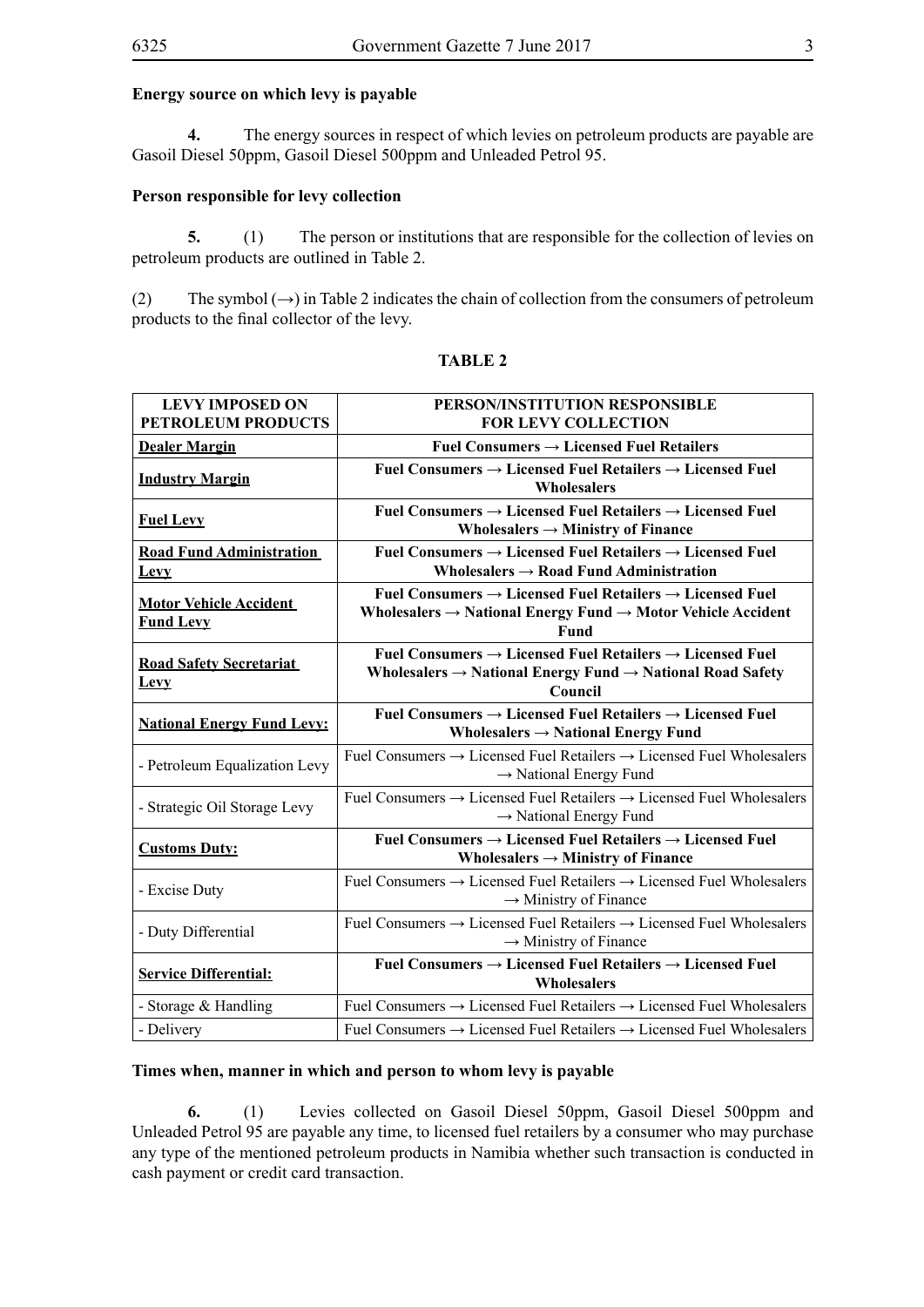**Energy source on which levy is payable**

**4.** The energy sources in respect of which levies on petroleum products are payable are Gasoil Diesel 50ppm, Gasoil Diesel 500ppm and Unleaded Petrol 95.

**Person responsible for levy collection**

**5.** (1) The person or institutions that are responsible for the collection of levies on petroleum products are outlined in Table 2.

(2) The symbol (→) in Table 2 indicates the chain of collection from the consumers of petroleum products to the final collector of the levy.

**TABLE 2**

| LEVY IMPOSED ON PETROLEUM PRODUCTS | PERSON/INSTITUTION RESPONSIBLE FOR LEVY COLLECTION |
|---|---|
| **Dealer Margin** | **Fuel Consumers → Licensed Fuel Retailers** |
| **Industry Margin** | **Fuel Consumers → Licensed Fuel Retailers → Licensed Fuel Wholesalers** |
| **Fuel Levy** | **Fuel Consumers → Licensed Fuel Retailers → Licensed Fuel Wholesalers → Ministry of Finance** |
| **Road Fund Administration Levy** | **Fuel Consumers → Licensed Fuel Retailers → Licensed Fuel Wholesalers → Road Fund Administration** |
| **Motor Vehicle Accident Fund Levy** | **Fuel Consumers → Licensed Fuel Retailers → Licensed Fuel Wholesalers → National Energy Fund → Motor Vehicle Accident Fund** |
| **Road Safety Secretariat Levy** | **Fuel Consumers → Licensed Fuel Retailers → Licensed Fuel Wholesalers → National Energy Fund → National Road Safety Council** |
| **National Energy Fund Levy:** | **Fuel Consumers → Licensed Fuel Retailers → Licensed Fuel Wholesalers → National Energy Fund** |
| - Petroleum Equalization Levy | Fuel Consumers → Licensed Fuel Retailers → Licensed Fuel Wholesalers → National Energy Fund |
| - Strategic Oil Storage Levy | Fuel Consumers → Licensed Fuel Retailers → Licensed Fuel Wholesalers → National Energy Fund |
| **Customs Duty:** | **Fuel Consumers → Licensed Fuel Retailers → Licensed Fuel Wholesalers → Ministry of Finance** |
| - Excise Duty | Fuel Consumers → Licensed Fuel Retailers → Licensed Fuel Wholesalers → Ministry of Finance |
| - Duty Differential | Fuel Consumers → Licensed Fuel Retailers → Licensed Fuel Wholesalers → Ministry of Finance |
| **Service Differential:** | **Fuel Consumers → Licensed Fuel Retailers → Licensed Fuel Wholesalers** |
| - Storage & Handling | Fuel Consumers → Licensed Fuel Retailers → Licensed Fuel Wholesalers |
| - Delivery | Fuel Consumers → Licensed Fuel Retailers → Licensed Fuel Wholesalers |

**Times when, manner in which and person to whom levy is payable**

**6.** (1) Levies collected on Gasoil Diesel 50ppm, Gasoil Diesel 500ppm and Unleaded Petrol 95 are payable any time, to licensed fuel retailers by a consumer who may purchase any type of the mentioned petroleum products in Namibia whether such transaction is conducted in cash payment or credit card transaction.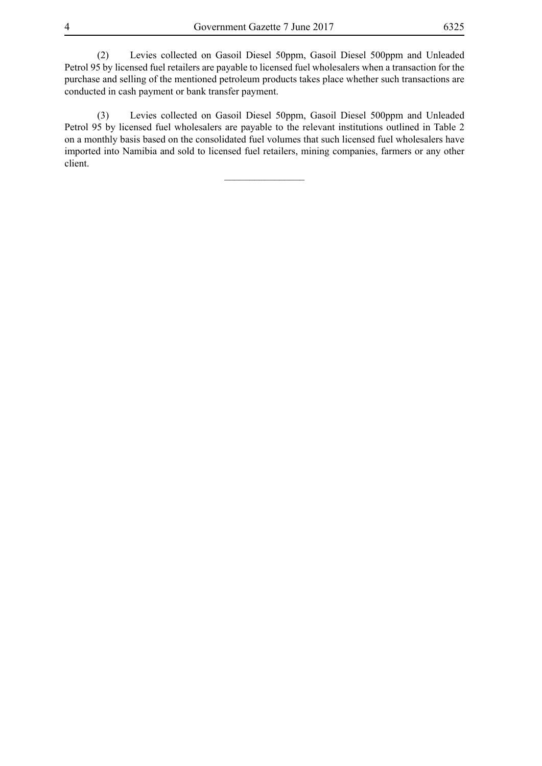(2) Levies collected on Gasoil Diesel 50ppm, Gasoil Diesel 500ppm and Unleaded Petrol 95 by licensed fuel retailers are payable to licensed fuel wholesalers when a transaction for the purchase and selling of the mentioned petroleum products takes place whether such transactions are conducted in cash payment or bank transfer payment.

(3) Levies collected on Gasoil Diesel 50ppm, Gasoil Diesel 500ppm and Unleaded Petrol 95 by licensed fuel wholesalers are payable to the relevant institutions outlined in Table 2 on a monthly basis based on the consolidated fuel volumes that such licensed fuel wholesalers have imported into Namibia and sold to licensed fuel retailers, mining companies, farmers or any other client.

________________